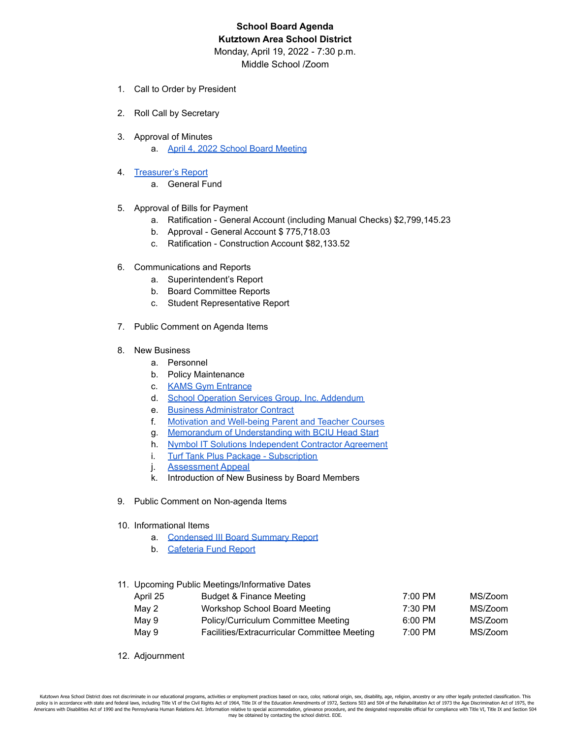# School Board Agenda

## Kutztown Area School District

Monday, April 19, 2022 - 7:30 p.m.

Middle School /Zoom

1. Call to Order by President
2. Roll Call by Secretary
3. Approval of Minutes
   a. April 4, 2022 School Board Meeting
4. Treasurer's Report
   a. General Fund
5. Approval of Bills for Payment
   a. Ratification - General Account (including Manual Checks) $2,799,145.23
   b. Approval - General Account $ 775,718.03
   c. Ratification - Construction Account $82,133.52
6. Communications and Reports
   a. Superintendent's Report
   b. Board Committee Reports
   c. Student Representative Report
7. Public Comment on Agenda Items
8. New Business
   a. Personnel
   b. Policy Maintenance
   c. KAMS Gym Entrance
   d. School Operation Services Group, Inc. Addendum
   e. Business Administrator Contract
   f. Motivation and Well-being Parent and Teacher Courses
   g. Memorandum of Understanding with BCIU Head Start
   h. Nymbol IT Solutions Independent Contractor Agreement
   i. Turf Tank Plus Package - Subscription
   j. Assessment Appeal
   k. Introduction of New Business by Board Members
9. Public Comment on Non-agenda Items
10. Informational Items
    a. Condensed III Board Summary Report
    b. Cafeteria Fund Report
11. Upcoming Public Meetings/Informative Dates

| | | | |
|---|---|---|---|
| April 25 | Budget & Finance Meeting | 7:00 PM | MS/Zoom |
| May 2 | Workshop School Board Meeting | 7:30 PM | MS/Zoom |
| May 9 | Policy/Curriculum Committee Meeting | 6:00 PM | MS/Zoom |
| May 9 | Facilities/Extracurricular Committee Meeting | 7:00 PM | MS/Zoom |

12. Adjournment

Kutztown Area School District does not discriminate in our educational programs, activities or employment practices based on race, color, national origin, sex, disability, age, religion, ancestry or any other legally protected classification. This policy is in accordance with state and federal laws, including Title VI of the Civil Rights Act of 1964, Title IX of the Education Amendments of 1972, Sections 503 and 504 of the Rehabilitation Act of 1973 the Age Discrimination Act of 1975, the Americans with Disabilities Act of 1990 and the Pennsylvania Human Relations Act. Information relative to special accommodation, grievance procedure, and the designated responsible official for compliance with Title VI, Title IX and Section 504 may be obtained by contacting the school district. EOE.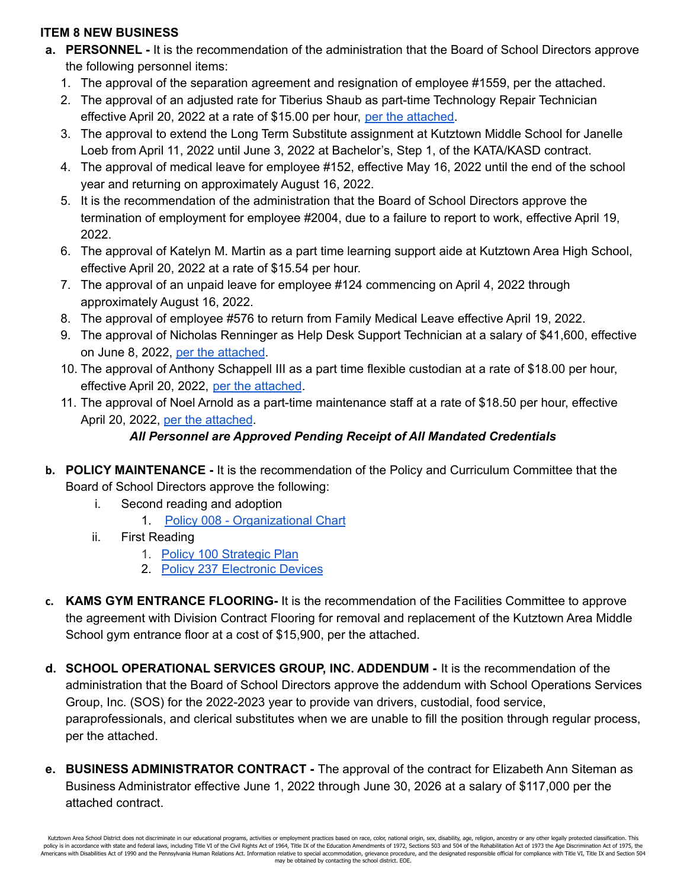### ITEM 8 NEW BUSINESS

a. **PERSONNEL -** It is the recommendation of the administration that the Board of School Directors approve the following personnel items:
   1. The approval of the separation agreement and resignation of employee #1559, per the attached.
   2. The approval of an adjusted rate for Tiberius Shaub as part-time Technology Repair Technician effective April 20, 2022 at a rate of $15.00 per hour, per the attached.
   3. The approval to extend the Long Term Substitute assignment at Kutztown Middle School for Janelle Loeb from April 11, 2022 until June 3, 2022 at Bachelor's, Step 1, of the KATA/KASD contract.
   4. The approval of medical leave for employee #152, effective May 16, 2022 until the end of the school year and returning on approximately August 16, 2022.
   5. It is the recommendation of the administration that the Board of School Directors approve the termination of employment for employee #2004, due to a failure to report to work, effective April 19, 2022.
   6. The approval of Katelyn M. Martin as a part time learning support aide at Kutztown Area High School, effective April 20, 2022 at a rate of $15.54 per hour.
   7. The approval of an unpaid leave for employee #124 commencing on April 4, 2022 through approximately August 16, 2022.
   8. The approval of employee #576 to return from Family Medical Leave effective April 19, 2022.
   9. The approval of Nicholas Renninger as Help Desk Support Technician at a salary of $41,600, effective on June 8, 2022, per the attached.
   10. The approval of Anthony Schappell III as a part time flexible custodian at a rate of $18.00 per hour, effective April 20, 2022, per the attached.
   11. The approval of Noel Arnold as a part-time maintenance staff at a rate of $18.50 per hour, effective April 20, 2022, per the attached.

   ***All Personnel are Approved Pending Receipt of All Mandated Credentials***

b. **POLICY MAINTENANCE -** It is the recommendation of the Policy and Curriculum Committee that the Board of School Directors approve the following:
   i. Second reading and adoption
      1. Policy 008 - Organizational Chart
   ii. First Reading
      1. Policy 100 Strategic Plan
      2. Policy 237 Electronic Devices

c. **KAMS GYM ENTRANCE FLOORING-** It is the recommendation of the Facilities Committee to approve the agreement with Division Contract Flooring for removal and replacement of the Kutztown Area Middle School gym entrance floor at a cost of $15,900, per the attached.

d. **SCHOOL OPERATIONAL SERVICES GROUP, INC. ADDENDUM -** It is the recommendation of the administration that the Board of School Directors approve the addendum with School Operations Services Group, Inc. (SOS) for the 2022-2023 year to provide van drivers, custodial, food service, paraprofessionals, and clerical substitutes when we are unable to fill the position through regular process, per the attached.

e. **BUSINESS ADMINISTRATOR CONTRACT -** The approval of the contract for Elizabeth Ann Siteman as Business Administrator effective June 1, 2022 through June 30, 2026 at a salary of $117,000 per the attached contract.

Kutztown Area School District does not discriminate in our educational programs, activities or employment practices based on race, color, national origin, sex, disability, age, religion, ancestry or any other legally protected classification. This policy is in accordance with state and federal laws, including Title VI of the Civil Rights Act of 1964, Title IX of the Education Amendments of 1972, Sections 503 and 504 of the Rehabilitation Act of 1973 the Age Discrimination Act of 1975, the Americans with Disabilities Act of 1990 and the Pennsylvania Human Relations Act. Information relative to special accommodation, grievance procedure, and the designated responsible official for compliance with Title VI, Title IX and Section 504 may be obtained by contacting the school district. EOE.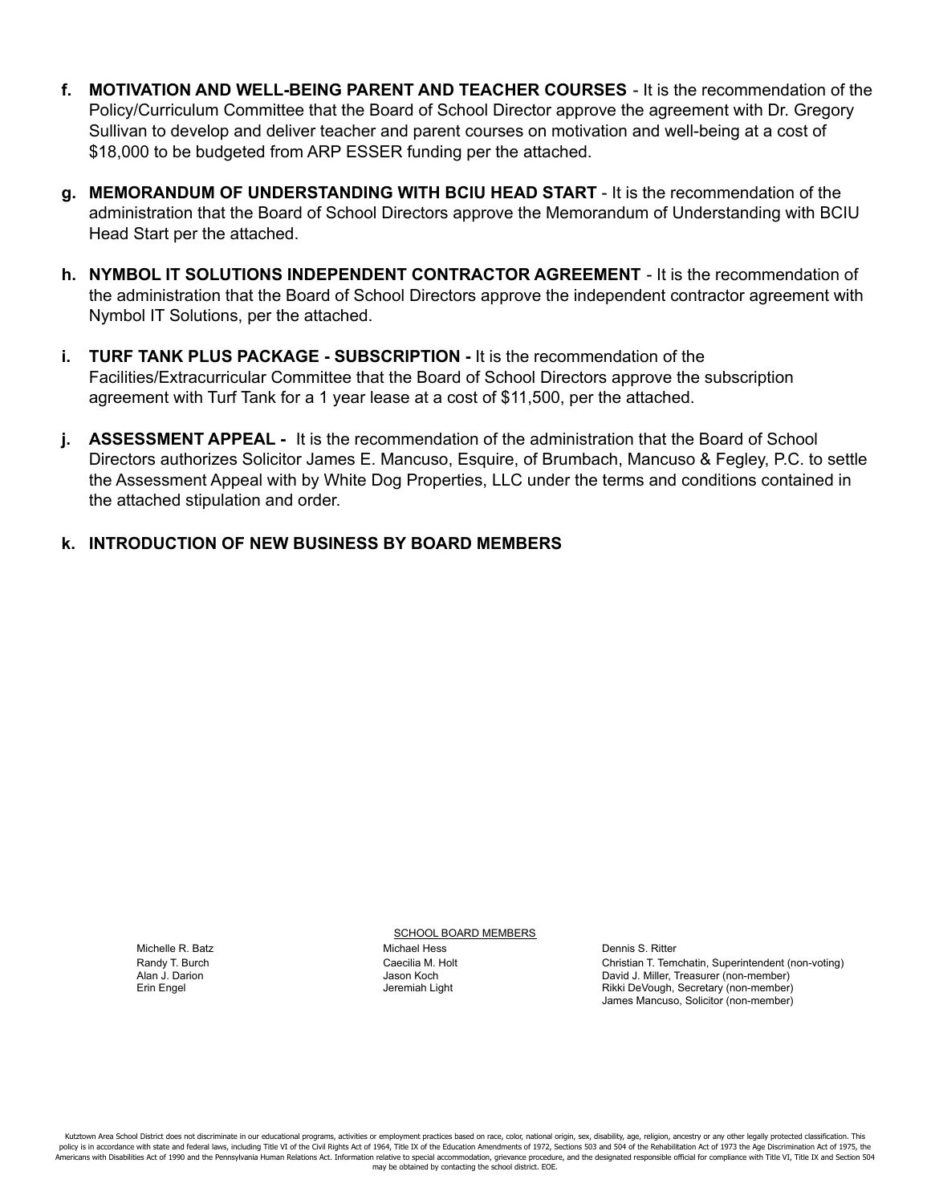f. **MOTIVATION AND WELL-BEING PARENT AND TEACHER COURSES** - It is the recommendation of the Policy/Curriculum Committee that the Board of School Director approve the agreement with Dr. Gregory Sullivan to develop and deliver teacher and parent courses on motivation and well-being at a cost of $18,000 to be budgeted from ARP ESSER funding per the attached.

g. **MEMORANDUM OF UNDERSTANDING WITH BCIU HEAD START** - It is the recommendation of the administration that the Board of School Directors approve the Memorandum of Understanding with BCIU Head Start per the attached.

h. **NYMBOL IT SOLUTIONS INDEPENDENT CONTRACTOR AGREEMENT** - It is the recommendation of the administration that the Board of School Directors approve the independent contractor agreement with Nymbol IT Solutions, per the attached.

i. **TURF TANK PLUS PACKAGE - SUBSCRIPTION -** It is the recommendation of the Facilities/Extracurricular Committee that the Board of School Directors approve the subscription agreement with Turf Tank for a 1 year lease at a cost of $11,500, per the attached.

j. **ASSESSMENT APPEAL -** It is the recommendation of the administration that the Board of School Directors authorizes Solicitor James E. Mancuso, Esquire, of Brumbach, Mancuso & Fegley, P.C. to settle the Assessment Appeal with by White Dog Properties, LLC under the terms and conditions contained in the attached stipulation and order.

k. **INTRODUCTION OF NEW BUSINESS BY BOARD MEMBERS**

SCHOOL BOARD MEMBERS

Michelle R. Batz
Randy T. Burch
Alan J. Darion
Erin Engel

Michael Hess
Caecilia M. Holt
Jason Koch
Jeremiah Light

Dennis S. Ritter
Christian T. Temchatin, Superintendent (non-voting)
David J. Miller, Treasurer (non-member)
Rikki DeVough, Secretary (non-member)
James Mancuso, Solicitor (non-member)

Kutztown Area School District does not discriminate in our educational programs, activities or employment practices based on race, color, national origin, sex, disability, age, religion, ancestry or any other legally protected classification. This policy is in accordance with state and federal laws, including Title VI of the Civil Rights Act of 1964, Title IX of the Education Amendments of 1972, Sections 503 and 504 of the Rehabilitation Act of 1973 the Age Discrimination Act of 1975, the Americans with Disabilities Act of 1990 and the Pennsylvania Human Relations Act. Information relative to special accommodation, grievance procedure, and the designated responsible official for compliance with Title VI, Title IX and Section 504 may be obtained by contacting the school district. EOE.